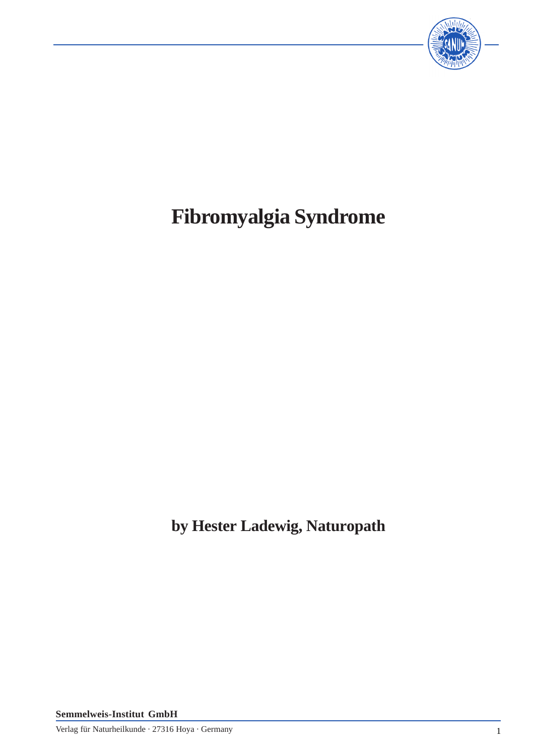# Fibromyalgia Syndrome

**by Hester Ladewig, Naturopath**

**Semmelweis-Institut GmbH**

Verlag für Naturheilkunde · 27316 Hoya · Germany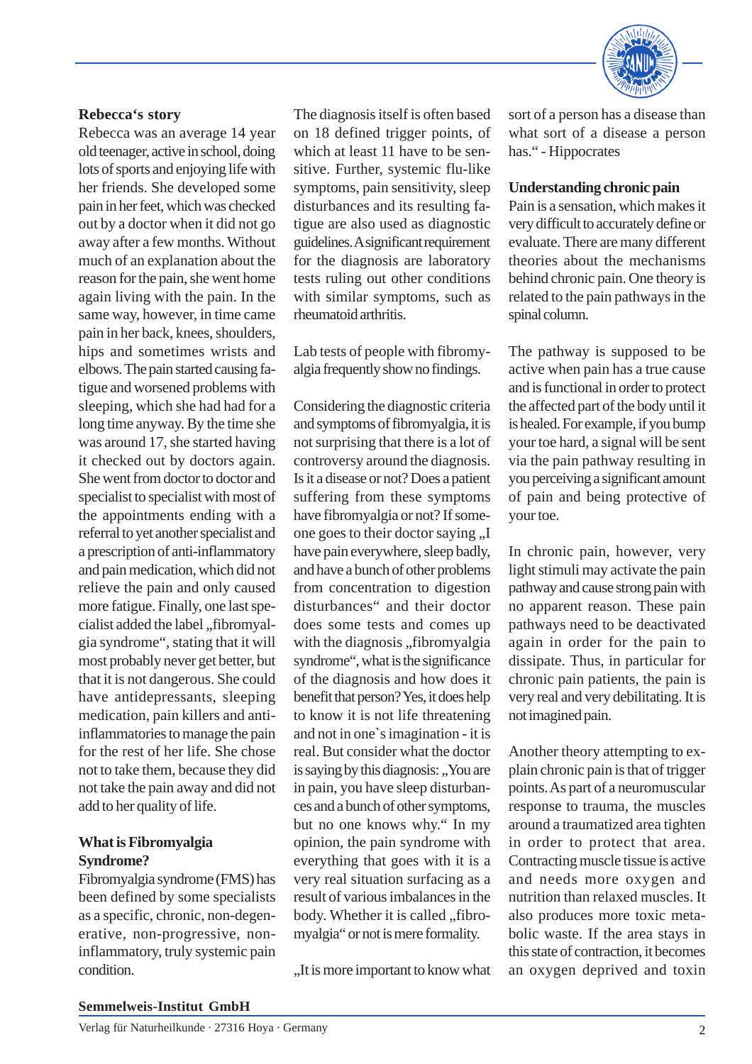**Rebecca's story**

Rebecca was an average 14 year old teenager, active in school, doing lots of sports and enjoying life with her friends. She developed some pain in her feet, which was checked out by a doctor when it did not go away after a few months. Without much of an explanation about the reason for the pain, she went home again living with the pain. In the same way, however, in time came pain in her back, knees, shoulders, hips and sometimes wrists and elbows. The pain started causing fatigue and worsened problems with sleeping, which she had had for a long time anyway. By the time she was around 17, she started having it checked out by doctors again. She went from doctor to doctor and specialist to specialist with most of the appointments ending with a referral to yet another specialist and a prescription of anti-inflammatory and pain medication, which did not relieve the pain and only caused more fatigue. Finally, one last specialist added the label „fibromyalgia syndrome", stating that it will most probably never get better, but that it is not dangerous. She could have antidepressants, sleeping medication, pain killers and anti-inflammatories to manage the pain for the rest of her life. She chose not to take them, because they did not take the pain away and did not add to her quality of life.

**What is Fibromyalgia Syndrome?**

Fibromyalgia syndrome (FMS) has been defined by some specialists as a specific, chronic, non-degenerative, non-progressive, non-inflammatory, truly systemic pain condition.

The diagnosis itself is often based on 18 defined trigger points, of which at least 11 have to be sensitive. Further, systemic flu-like symptoms, pain sensitivity, sleep disturbances and its resulting fatigue are also used as diagnostic guidelines. A significant requirement for the diagnosis are laboratory tests ruling out other conditions with similar symptoms, such as rheumatoid arthritis.

Lab tests of people with fibromyalgia frequently show no findings.

Considering the diagnostic criteria and symptoms of fibromyalgia, it is not surprising that there is a lot of controversy around the diagnosis. Is it a disease or not? Does a patient suffering from these symptoms have fibromyalgia or not? If someone goes to their doctor saying „I have pain everywhere, sleep badly, and have a bunch of other problems from concentration to digestion disturbances" and their doctor does some tests and comes up with the diagnosis „fibromyalgia syndrome", what is the significance of the diagnosis and how does it benefit that person? Yes, it does help to know it is not life threatening and not in one`s imagination - it is real. But consider what the doctor is saying by this diagnosis: „You are in pain, you have sleep disturbances and a bunch of other symptoms, but no one knows why." In my opinion, the pain syndrome with everything that goes with it is a very real situation surfacing as a result of various imbalances in the body. Whether it is called „fibromyalgia" or not is mere formality.

„It is more important to know what sort of a person has a disease than what sort of a disease a person has." - Hippocrates

**Understanding chronic pain**

Pain is a sensation, which makes it very difficult to accurately define or evaluate. There are many different theories about the mechanisms behind chronic pain. One theory is related to the pain pathways in the spinal column.

The pathway is supposed to be active when pain has a true cause and is functional in order to protect the affected part of the body until it is healed. For example, if you bump your toe hard, a signal will be sent via the pain pathway resulting in you perceiving a significant amount of pain and being protective of your toe.

In chronic pain, however, very light stimuli may activate the pain pathway and cause strong pain with no apparent reason. These pain pathways need to be deactivated again in order for the pain to dissipate. Thus, in particular for chronic pain patients, the pain is very real and very debilitating. It is not imagined pain.

Another theory attempting to explain chronic pain is that of trigger points. As part of a neuromuscular response to trauma, the muscles around a traumatized area tighten in order to protect that area. Contracting muscle tissue is active and needs more oxygen and nutrition than relaxed muscles. It also produces more toxic metabolic waste. If the area stays in this state of contraction, it becomes an oxygen deprived and toxin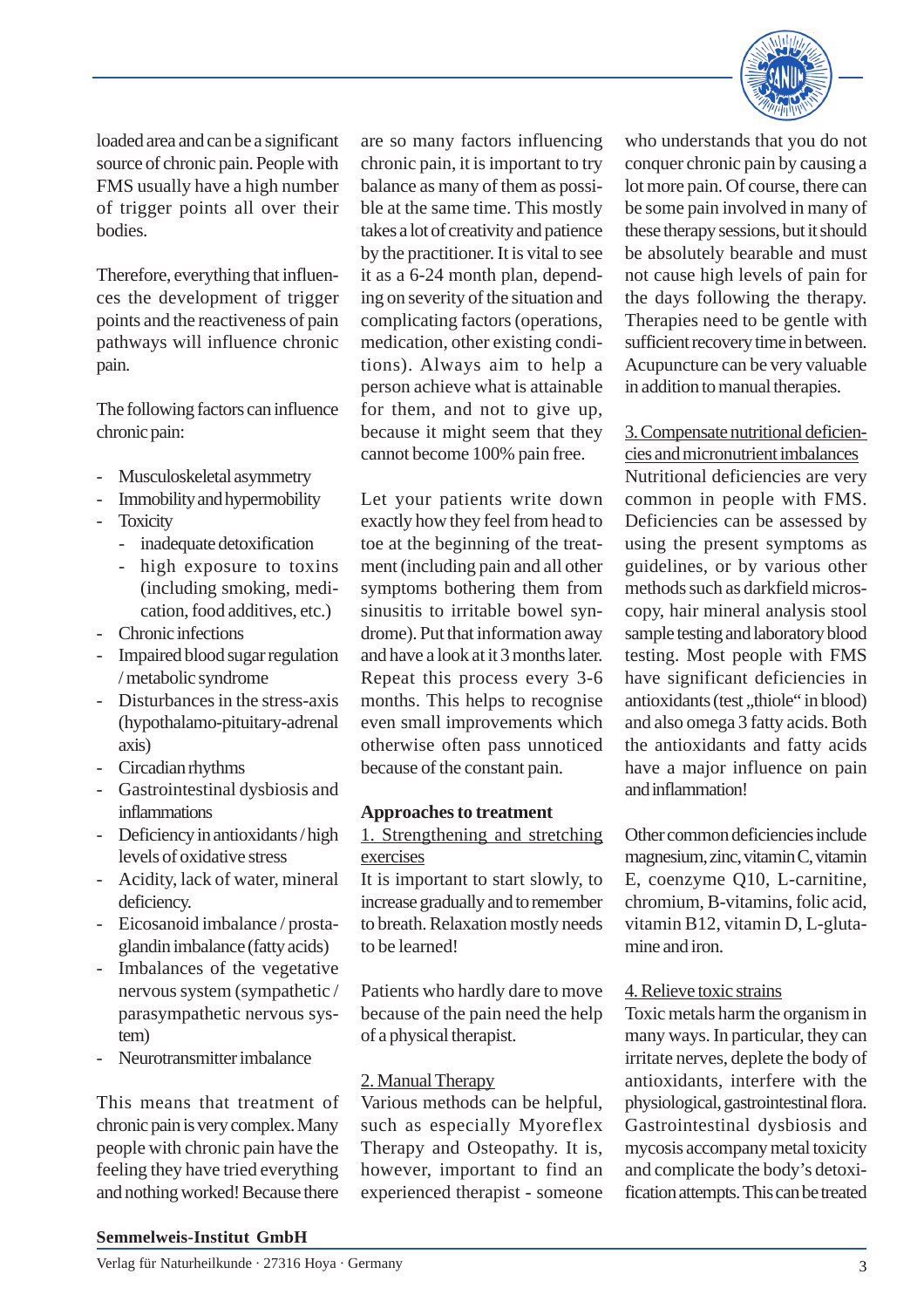loaded area and can be a significant source of chronic pain. People with FMS usually have a high number of trigger points all over their bodies.

Therefore, everything that influences the development of trigger points and the reactiveness of pain pathways will influence chronic pain.

The following factors can influence chronic pain:

- Musculoskeletal asymmetry
- Immobility and hypermobility
- Toxicity
  - inadequate detoxification
  - high exposure to toxins (including smoking, medication, food additives, etc.)
- Chronic infections
- Impaired blood sugar regulation / metabolic syndrome
- Disturbances in the stress-axis (hypothalamo-pituitary-adrenal axis)
- Circadian rhythms
- Gastrointestinal dysbiosis and inflammations
- Deficiency in antioxidants / high levels of oxidative stress
- Acidity, lack of water, mineral deficiency.
- Eicosanoid imbalance / prostaglandin imbalance (fatty acids)
- Imbalances of the vegetative nervous system (sympathetic / parasympathetic nervous system)
- Neurotransmitter imbalance

This means that treatment of chronic pain is very complex. Many people with chronic pain have the feeling they have tried everything and nothing worked! Because there are so many factors influencing chronic pain, it is important to try balance as many of them as possible at the same time. This mostly takes a lot of creativity and patience by the practitioner. It is vital to see it as a 6-24 month plan, depending on severity of the situation and complicating factors (operations, medication, other existing conditions). Always aim to help a person achieve what is attainable for them, and not to give up, because it might seem that they cannot become 100% pain free.

Let your patients write down exactly how they feel from head to toe at the beginning of the treatment (including pain and all other symptoms bothering them from sinusitis to irritable bowel syndrome). Put that information away and have a look at it 3 months later. Repeat this process every 3-6 months. This helps to recognise even small improvements which otherwise often pass unnoticed because of the constant pain.

**Approaches to treatment**

1. Strengthening and stretching exercises

It is important to start slowly, to increase gradually and to remember to breath. Relaxation mostly needs to be learned!

Patients who hardly dare to move because of the pain need the help of a physical therapist.

2. Manual Therapy

Various methods can be helpful, such as especially Myoreflex Therapy and Osteopathy. It is, however, important to find an experienced therapist - someone who understands that you do not conquer chronic pain by causing a lot more pain. Of course, there can be some pain involved in many of these therapy sessions, but it should be absolutely bearable and must not cause high levels of pain for the days following the therapy. Therapies need to be gentle with sufficient recovery time in between. Acupuncture can be very valuable in addition to manual therapies.

3. Compensate nutritional deficiencies and micronutrient imbalances

Nutritional deficiencies are very common in people with FMS. Deficiencies can be assessed by using the present symptoms as guidelines, or by various other methods such as darkfield microscopy, hair mineral analysis stool sample testing and laboratory blood testing. Most people with FMS have significant deficiencies in antioxidants (test „thiole“ in blood) and also omega 3 fatty acids. Both the antioxidants and fatty acids have a major influence on pain and inflammation!

Other common deficiencies include magnesium, zinc, vitamin C, vitamin E, coenzyme Q10, L-carnitine, chromium, B-vitamins, folic acid, vitamin B12, vitamin D, L-glutamine and iron.

4. Relieve toxic strains

Toxic metals harm the organism in many ways. In particular, they can irritate nerves, deplete the body of antioxidants, interfere with the physiological, gastrointestinal flora. Gastrointestinal dysbiosis and mycosis accompany metal toxicity and complicate the body's detoxification attempts. This can be treated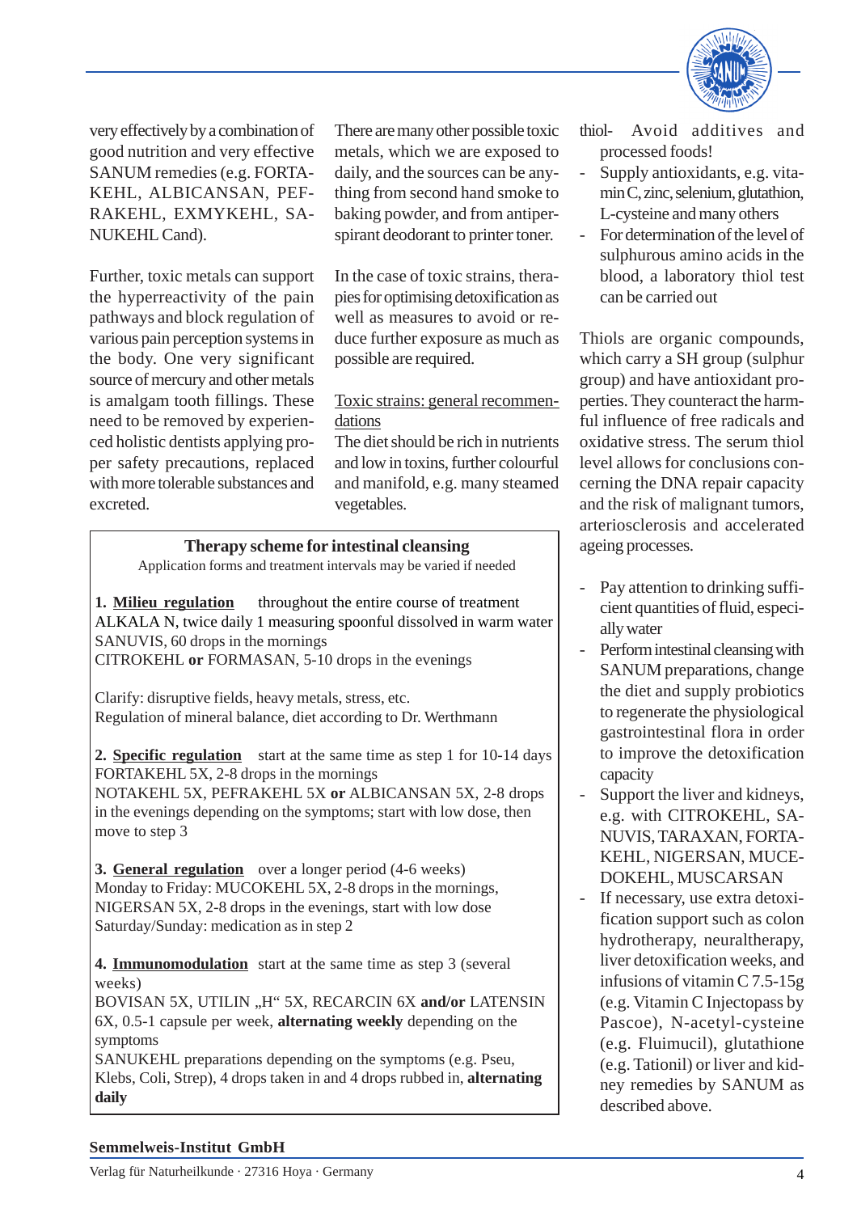very effectively by a combination of good nutrition and very effective SANUM remedies (e.g. FORTAKEHL, ALBICANSAN, PEFRAKEHL, EXMYKEHL, SANUKEHL Cand).

Further, toxic metals can support the hyperreactivity of the pain pathways and block regulation of various pain perception systems in the body. One very significant source of mercury and other metals is amalgam tooth fillings. These need to be removed by experienced holistic dentists applying proper safety precautions, replaced with more tolerable substances and excreted.

There are many other possible toxic metals, which we are exposed to daily, and the sources can be anything from second hand smoke to baking powder, and from antiperspirant deodorant to printer toner.

In the case of toxic strains, therapies for optimising detoxification as well as measures to avoid or reduce further exposure as much as possible are required.

<u>Toxic strains: general recommendations</u>
The diet should be rich in nutrients and low in toxins, further colourful and manifold, e.g. many steamed vegetables.

**Therapy scheme for intestinal cleansing**
Application forms and treatment intervals may be varied if needed

**1. <u>Milieu regulation</u>** throughout the entire course of treatment
ALKALA N, twice daily 1 measuring spoonful dissolved in warm water
SANUVIS, 60 drops in the mornings
CITROKEHL **or** FORMASAN, 5-10 drops in the evenings

Clarify: disruptive fields, heavy metals, stress, etc.
Regulation of mineral balance, diet according to Dr. Werthmann

**2. <u>Specific regulation</u>** start at the same time as step 1 for 10-14 days
FORTAKEHL 5X, 2-8 drops in the mornings
NOTAKEHL 5X, PEFRAKEHL 5X **or** ALBICANSAN 5X, 2-8 drops in the evenings depending on the symptoms; start with low dose, then move to step 3

**3. <u>General regulation</u>** over a longer period (4-6 weeks)
Monday to Friday: MUCOKEHL 5X, 2-8 drops in the mornings,
NIGERSAN 5X, 2-8 drops in the evenings, start with low dose
Saturday/Sunday: medication as in step 2

**4. <u>Immunomodulation</u>** start at the same time as step 3 (several weeks)
BOVISAN 5X, UTILIN „H" 5X, RECARCIN 6X **and/or** LATENSIN 6X, 0.5-1 capsule per week, **alternating weekly** depending on the symptoms
SANUKEHL preparations depending on the symptoms (e.g. Pseu, Klebs, Coli, Strep), 4 drops taken in and 4 drops rubbed in, **alternating daily**

thiol- Avoid additives and processed foods!

- Supply antioxidants, e.g. vitamin C, zinc, selenium, glutathion, L-cysteine and many others
- For determination of the level of sulphurous amino acids in the blood, a laboratory thiol test can be carried out

Thiols are organic compounds, which carry a SH group (sulphur group) and have antioxidant properties. They counteract the harmful influence of free radicals and oxidative stress. The serum thiol level allows for conclusions concerning the DNA repair capacity and the risk of malignant tumors, arteriosclerosis and accelerated ageing processes.

- Pay attention to drinking sufficient quantities of fluid, especially water
- Perform intestinal cleansing with SANUM preparations, change the diet and supply probiotics to regenerate the physiological gastrointestinal flora in order to improve the detoxification capacity
- Support the liver and kidneys, e.g. with CITROKEHL, SANUVIS, TARAXAN, FORTAKEHL, NIGERSAN, MUCEDOKEHL, MUSCARSAN
- If necessary, use extra detoxification support such as colon hydrotherapy, neuraltherapy, liver detoxification weeks, and infusions of vitamin C 7.5-15g (e.g. Vitamin C Injectopass by Pascoe), N-acetyl-cysteine (e.g. Fluimucil), glutathione (e.g. Tationil) or liver and kidney remedies by SANUM as described above.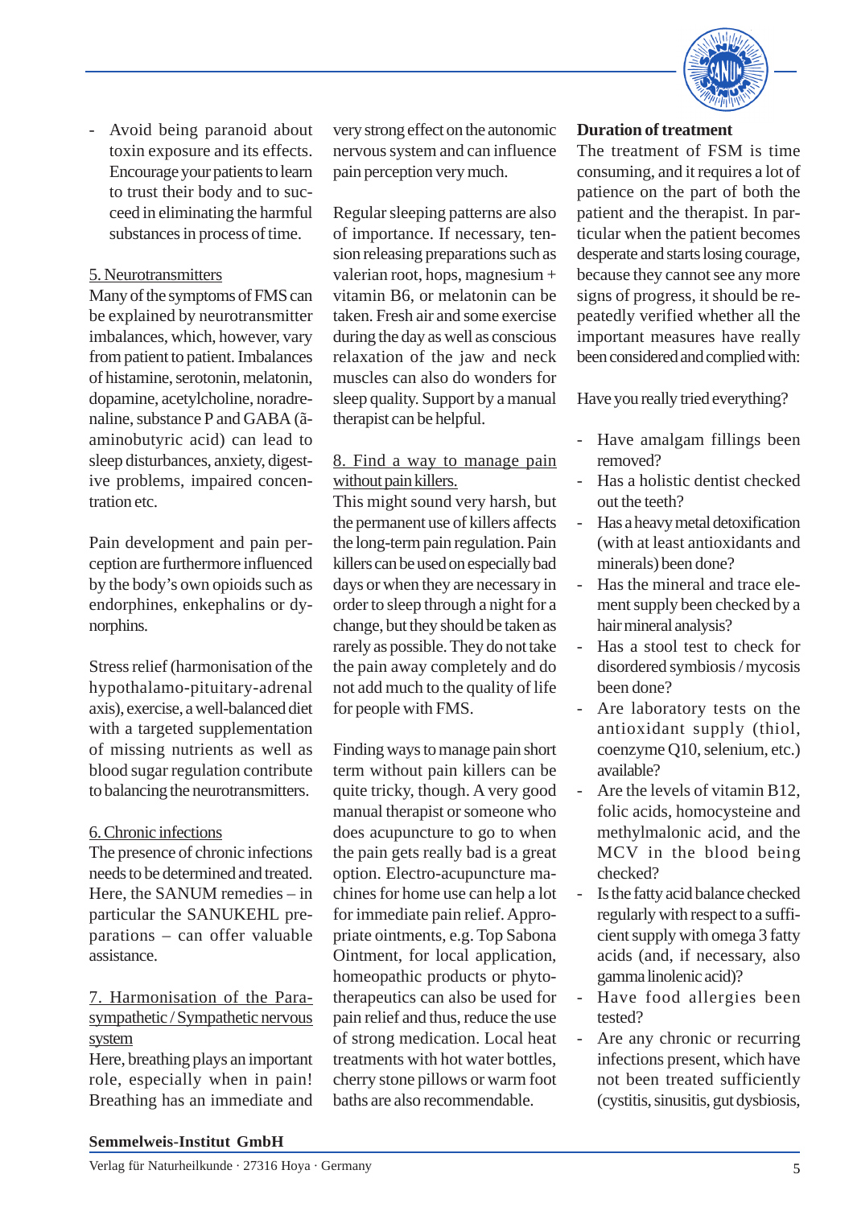- Avoid being paranoid about toxin exposure and its effects. Encourage your patients to learn to trust their body and to succeed in eliminating the harmful substances in process of time.

5. Neurotransmitters

Many of the symptoms of FMS can be explained by neurotransmitter imbalances, which, however, vary from patient to patient. Imbalances of histamine, serotonin, melatonin, dopamine, acetylcholine, noradrenaline, substance P and GABA (ã-aminobutyric acid) can lead to sleep disturbances, anxiety, digestive problems, impaired concentration etc.

Pain development and pain perception are furthermore influenced by the body's own opioids such as endorphines, enkephalins or dynorphins.

Stress relief (harmonisation of the hypothalamo-pituitary-adrenal axis), exercise, a well-balanced diet with a targeted supplementation of missing nutrients as well as blood sugar regulation contribute to balancing the neurotransmitters.

6. Chronic infections

The presence of chronic infections needs to be determined and treated. Here, the SANUM remedies – in particular the SANUKEHL preparations – can offer valuable assistance.

7. Harmonisation of the Parasympathetic / Sympathetic nervous system

Here, breathing plays an important role, especially when in pain! Breathing has an immediate and very strong effect on the autonomic nervous system and can influence pain perception very much.

Regular sleeping patterns are also of importance. If necessary, tension releasing preparations such as valerian root, hops, magnesium + vitamin B6, or melatonin can be taken. Fresh air and some exercise during the day as well as conscious relaxation of the jaw and neck muscles can also do wonders for sleep quality. Support by a manual therapist can be helpful.

8. Find a way to manage pain without pain killers.

This might sound very harsh, but the permanent use of killers affects the long-term pain regulation. Pain killers can be used on especially bad days or when they are necessary in order to sleep through a night for a change, but they should be taken as rarely as possible. They do not take the pain away completely and do not add much to the quality of life for people with FMS.

Finding ways to manage pain short term without pain killers can be quite tricky, though. A very good manual therapist or someone who does acupuncture to go to when the pain gets really bad is a great option. Electro-acupuncture machines for home use can help a lot for immediate pain relief. Appropriate ointments, e.g. Top Sabona Ointment, for local application, homeopathic products or phytotherapeutics can also be used for pain relief and thus, reduce the use of strong medication. Local heat treatments with hot water bottles, cherry stone pillows or warm foot baths are also recommendable.

**Duration of treatment**

The treatment of FSM is time consuming, and it requires a lot of patience on the part of both the patient and the therapist. In particular when the patient becomes desperate and starts losing courage, because they cannot see any more signs of progress, it should be repeatedly verified whether all the important measures have really been considered and complied with:

Have you really tried everything?

- Have amalgam fillings been removed?
- Has a holistic dentist checked out the teeth?
- Has a heavy metal detoxification (with at least antioxidants and minerals) been done?
- Has the mineral and trace element supply been checked by a hair mineral analysis?
- Has a stool test to check for disordered symbiosis / mycosis been done?
- Are laboratory tests on the antioxidant supply (thiol, coenzyme Q10, selenium, etc.) available?
- Are the levels of vitamin B12, folic acids, homocysteine and methylmalonic acid, and the MCV in the blood being checked?
- Is the fatty acid balance checked regularly with respect to a sufficient supply with omega 3 fatty acids (and, if necessary, also gamma linolenic acid)?
- Have food allergies been tested?
- Are any chronic or recurring infections present, which have not been treated sufficiently (cystitis, sinusitis, gut dysbiosis,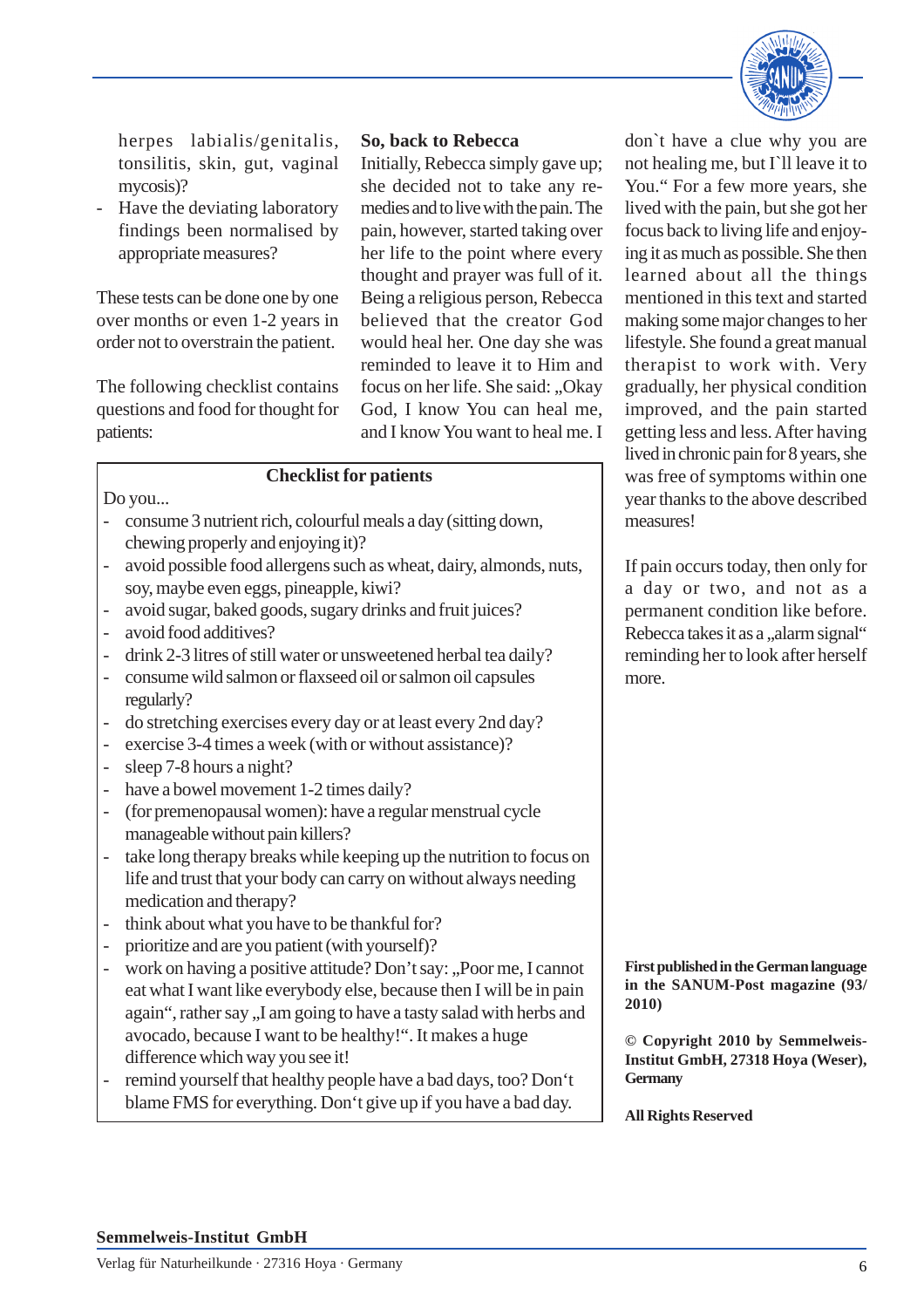herpes labialis/genitalis, tonsilitis, skin, gut, vaginal mycosis)?
- Have the deviating laboratory findings been normalised by appropriate measures?

These tests can be done one by one over months or even 1-2 years in order not to overstrain the patient.

The following checklist contains questions and food for thought for patients:

**Checklist for patients**

Do you...
- consume 3 nutrient rich, colourful meals a day (sitting down, chewing properly and enjoying it)?
- avoid possible food allergens such as wheat, dairy, almonds, nuts, soy, maybe even eggs, pineapple, kiwi?
- avoid sugar, baked goods, sugary drinks and fruit juices?
- avoid food additives?
- drink 2-3 litres of still water or unsweetened herbal tea daily?
- consume wild salmon or flaxseed oil or salmon oil capsules regularly?
- do stretching exercises every day or at least every 2nd day?
- exercise 3-4 times a week (with or without assistance)?
- sleep 7-8 hours a night?
- have a bowel movement 1-2 times daily?
- (for premenopausal women): have a regular menstrual cycle manageable without pain killers?
- take long therapy breaks while keeping up the nutrition to focus on life and trust that your body can carry on without always needing medication and therapy?
- think about what you have to be thankful for?
- prioritize and are you patient (with yourself)?
- work on having a positive attitude? Don't say: „Poor me, I cannot eat what I want like everybody else, because then I will be in pain again", rather say „I am going to have a tasty salad with herbs and avocado, because I want to be healthy!". It makes a huge difference which way you see it!
- remind yourself that healthy people have a bad days, too? Don't blame FMS for everything. Don't give up if you have a bad day.

**So, back to Rebecca**

Initially, Rebecca simply gave up; she decided not to take any remedies and to live with the pain. The pain, however, started taking over her life to the point where every thought and prayer was full of it. Being a religious person, Rebecca believed that the creator God would heal her. One day she was reminded to leave it to Him and focus on her life. She said: „Okay God, I know You can heal me, and I know You want to heal me. I don`t have a clue why you are not healing me, but I`ll leave it to You." For a few more years, she lived with the pain, but she got her focus back to living life and enjoying it as much as possible. She then learned about all the things mentioned in this text and started making some major changes to her lifestyle. She found a great manual therapist to work with. Very gradually, her physical condition improved, and the pain started getting less and less. After having lived in chronic pain for 8 years, she was free of symptoms within one year thanks to the above described measures!

If pain occurs today, then only for a day or two, and not as a permanent condition like before. Rebecca takes it as a „alarm signal" reminding her to look after herself more.

**First published in the German language in the SANUM-Post magazine (93/ 2010)**

**© Copyright 2010 by Semmelweis-Institut GmbH, 27318 Hoya (Weser), Germany**

**All Rights Reserved**

**Semmelweis-Institut GmbH**

Verlag für Naturheilkunde · 27316 Hoya · Germany